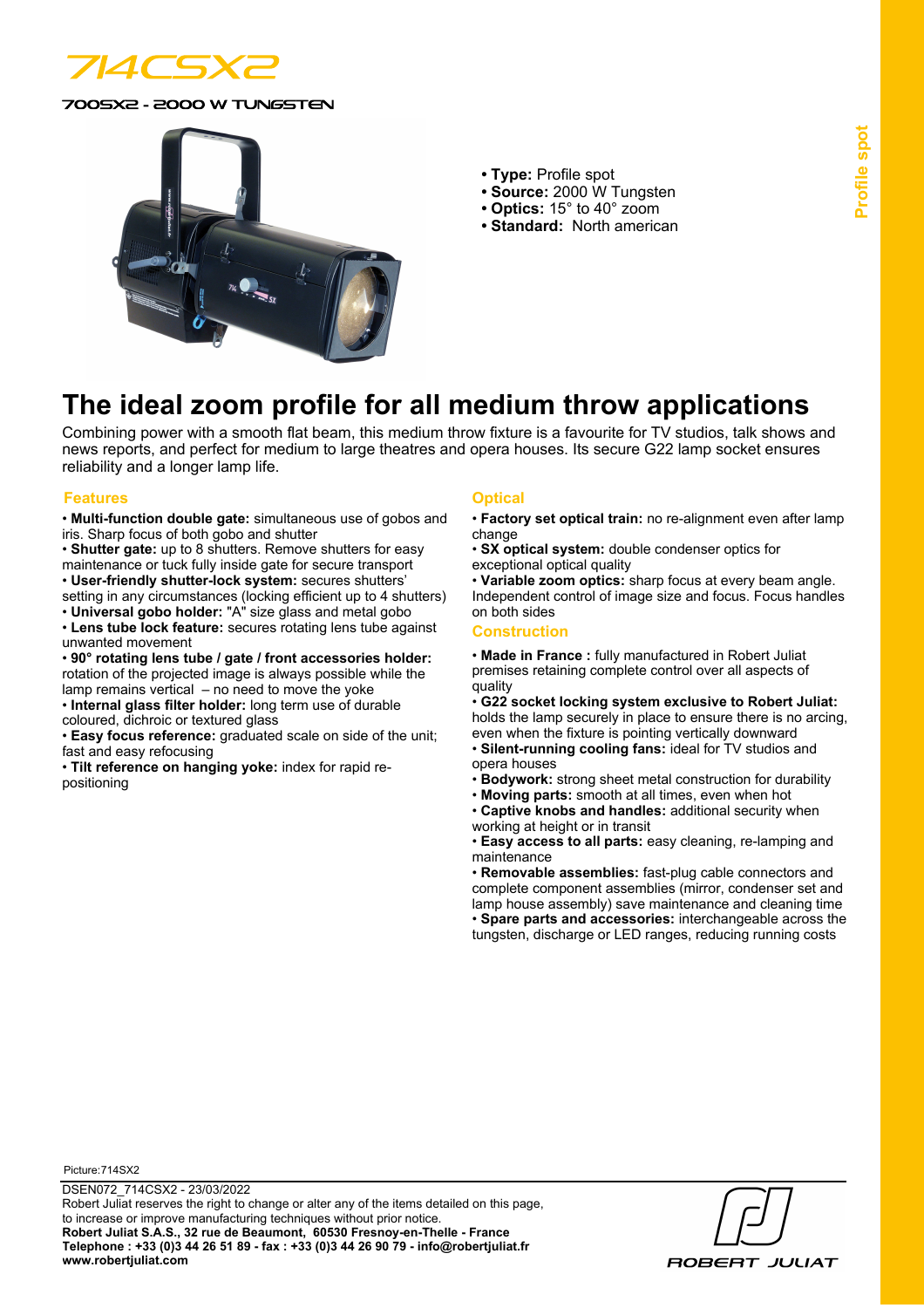# 714CSX2

700SX2 - 2000 W TUNGSTEN

- **Type:** Profile spot
- **Source:** 2000 W Tungsten
- **Optics:** 15° to 40° zoom
- **Standard:** North american

Profile spot

## The ideal zoom profile for all medium throw applications

Combining power with a smooth flat beam, this medium throw fixture is a favourite for TV studios, talk shows and news reports, and perfect for medium to large theatres and opera houses. Its secure G22 lamp socket ensures reliability and a longer lamp life.

### Features

- **Multi-function double gate:** simultaneous use of gobos and iris. Sharp focus of both gobo and shutter
- **Shutter gate:** up to 8 shutters. Remove shutters for easy maintenance or tuck fully inside gate for secure transport
- **User-friendly shutter-lock system:** secures shutters' setting in any circumstances (locking efficient up to 4 shutters)
- **Universal gobo holder:** "A" size glass and metal gobo
- **Lens tube lock feature:** secures rotating lens tube against unwanted movement
- **90° rotating lens tube / gate / front accessories holder:** rotation of the projected image is always possible while the lamp remains vertical – no need to move the yoke
- **Internal glass filter holder:** long term use of durable coloured, dichroic or textured glass
- **Easy focus reference:** graduated scale on side of the unit; fast and easy refocusing
- **Tilt reference on hanging yoke:** index for rapid re-positioning

### Optical

- **Factory set optical train:** no re-alignment even after lamp change
- **SX optical system:** double condenser optics for exceptional optical quality
- **Variable zoom optics:** sharp focus at every beam angle. Independent control of image size and focus. Focus handles on both sides

### Construction

- **Made in France :** fully manufactured in Robert Juliat premises retaining complete control over all aspects of quality
- **G22 socket locking system exclusive to Robert Juliat:** holds the lamp securely in place to ensure there is no arcing, even when the fixture is pointing vertically downward
- **Silent-running cooling fans:** ideal for TV studios and opera houses
- **Bodywork:** strong sheet metal construction for durability
- **Moving parts:** smooth at all times, even when hot
- **Captive knobs and handles:** additional security when working at height or in transit
- **Easy access to all parts:** easy cleaning, re-lamping and maintenance
- **Removable assemblies:** fast-plug cable connectors and complete component assemblies (mirror, condenser set and lamp house assembly) save maintenance and cleaning time
- **Spare parts and accessories:** interchangeable across the tungsten, discharge or LED ranges, reducing running costs

Picture:714SX2

DSEN072_714CSX2 - 23/03/2022
Robert Juliat reserves the right to change or alter any of the items detailed on this page, to increase or improve manufacturing techniques without prior notice.
**Robert Juliat S.A.S., 32 rue de Beaumont, 60530 Fresnoy-en-Thelle - France**
**Telephone : +33 (0)3 44 26 51 89 - fax : +33 (0)3 44 26 90 79 - info@robertjuliat.fr**
**www.robertjuliat.com**

ROBERT JULIAT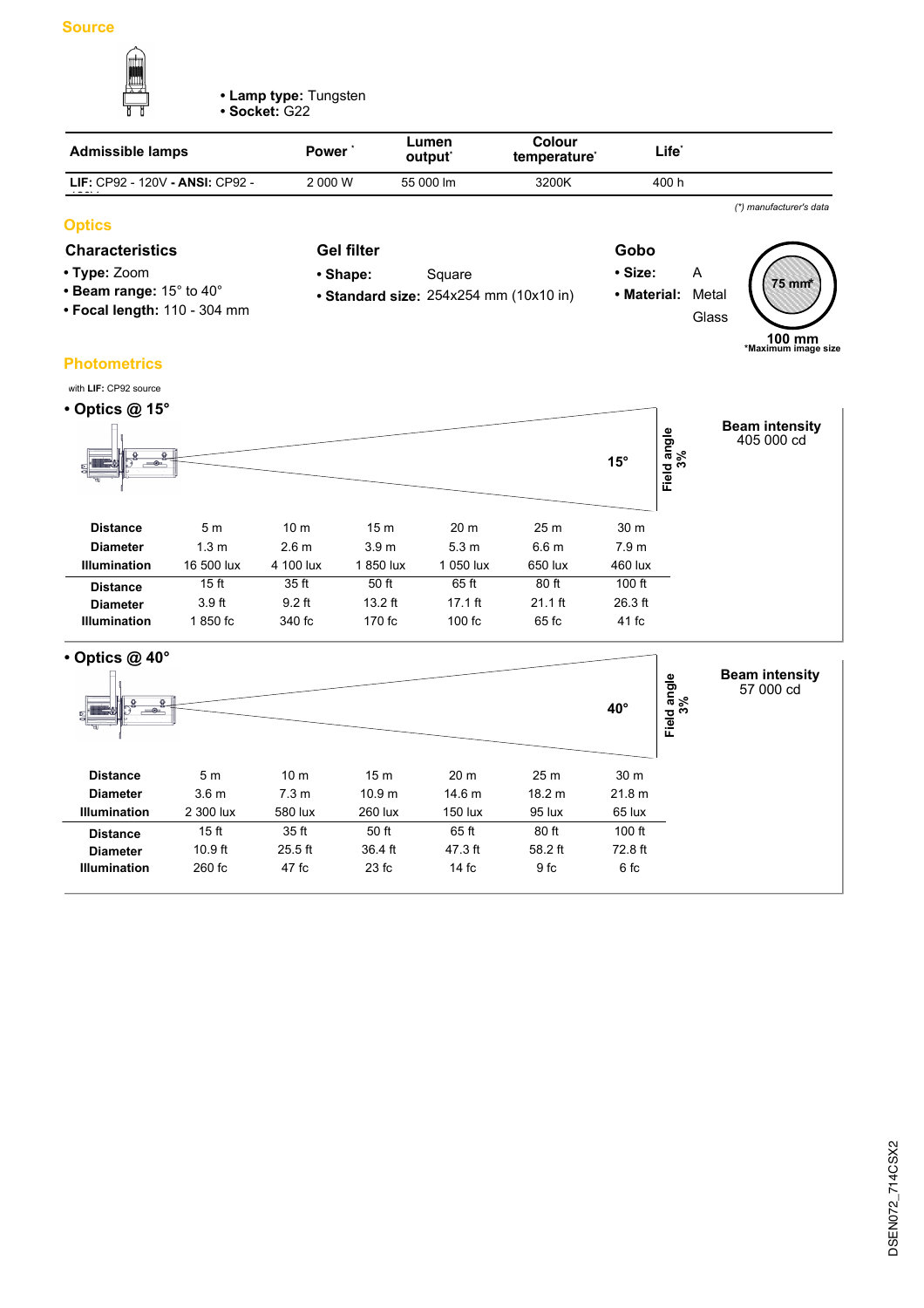## Source

- **Lamp type:** Tungsten
- **Socket:** G22

| Admissible lamps | Power * | Lumen output* | Colour temperature* | Life* |
|---|---|---|---|---|
| **LIF:** CP92 - 120V - **ANSI:** CP92 - 120V | 2 000 W | 55 000 lm | 3200K | 400 h |

*(\*) manufacturer's data*

## Optics

### Characteristics

- **Type:** Zoom
- **Beam range:** 15° to 40°
- **Focal length:** 110 - 304 mm

### Gel filter

- **Shape:** Square
- **Standard size:** 254x254 mm (10x10 in)

### Gobo

- **Size:** A
- **Material:** Metal
  Glass

75 mm*

100 mm

*Maximum image size

## Photometrics

with **LIF:** CP92 source

### • Optics @ 15°

15° — Field angle 3%

**Beam intensity**
405 000 cd

| **Distance** | 5 m | 10 m | 15 m | 20 m | 25 m | 30 m |
|---|---|---|---|---|---|---|
| **Diameter** | 1.3 m | 2.6 m | 3.9 m | 5.3 m | 6.6 m | 7.9 m |
| **Illumination** | 16 500 lux | 4 100 lux | 1 850 lux | 1 050 lux | 650 lux | 460 lux |
| **Distance** | 15 ft | 35 ft | 50 ft | 65 ft | 80 ft | 100 ft |
| **Diameter** | 3.9 ft | 9.2 ft | 13.2 ft | 17.1 ft | 21.1 ft | 26.3 ft |
| **Illumination** | 1 850 fc | 340 fc | 170 fc | 100 fc | 65 fc | 41 fc |

### • Optics @ 40°

40° — Field angle 3%

**Beam intensity**
57 000 cd

| **Distance** | 5 m | 10 m | 15 m | 20 m | 25 m | 30 m |
|---|---|---|---|---|---|---|
| **Diameter** | 3.6 m | 7.3 m | 10.9 m | 14.6 m | 18.2 m | 21.8 m |
| **Illumination** | 2 300 lux | 580 lux | 260 lux | 150 lux | 95 lux | 65 lux |
| **Distance** | 15 ft | 35 ft | 50 ft | 65 ft | 80 ft | 100 ft |
| **Diameter** | 10.9 ft | 25.5 ft | 36.4 ft | 47.3 ft | 58.2 ft | 72.8 ft |
| **Illumination** | 260 fc | 47 fc | 23 fc | 14 fc | 9 fc | 6 fc |

DSEN072_714CSX2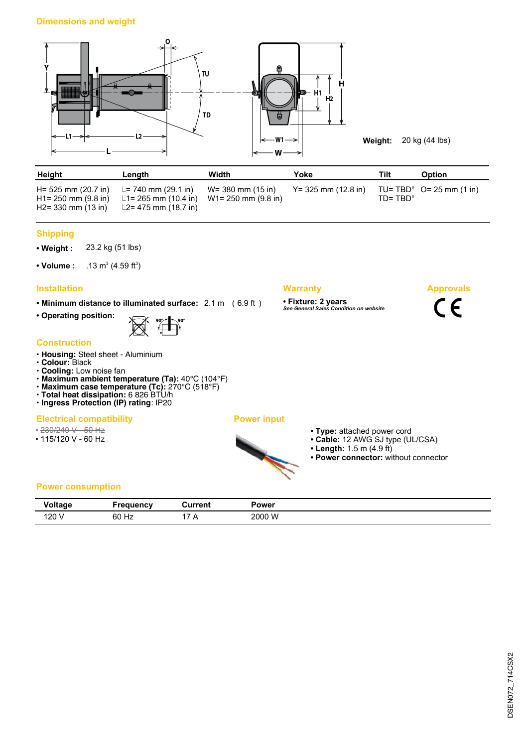## Dimensions and weight

**Weight:** 20 kg (44 lbs)

| Height | Length | Width | Yoke | Tilt | Option |
|---|---|---|---|---|---|
| H= 525 mm (20.7 in)<br>H1= 250 mm (9.8 in)<br>H2= 330 mm (13 in) | L= 740 mm (29.1 in)<br>L1= 265 mm (10.4 in)<br>L2= 475 mm (18.7 in) | W= 380 mm (15 in)<br>W1= 250 mm (9.8 in) | Y= 325 mm (12.8 in) | TU= TBD°<br>TD= TBD° | O= 25 mm (1 in) |

## Shipping

- **Weight :** 23.2 kg (51 lbs)
- **Volume :** .13 $m^3$ (4.59 $ft^3$)

## Installation

- **Minimum distance to illuminated surface:** 2.1 m ( 6.9 ft )
- **Operating position:**

## Warranty

- **Fixture: 2 years**
  *See General Sales Condition on website*

## Approvals

CE

## Construction

- **Housing:** Steel sheet - Aluminium
- **Colour:** Black
- **Cooling:** Low noise fan
- **Maximum ambient temperature (Ta):** 40°C (104°F)
- **Maximum case temperature (Tc):** 270°C (518°F)
- **Total heat dissipation:** 6 826 BTU/h
- **Ingress Protection (IP) rating**: IP20

## Electrical compatibility

- ~~230/240 V - 50 Hz~~
- 115/120 V - 60 Hz

## Power input

- **Type:** attached power cord
- **Cable:** 12 AWG SJ type (UL/CSA)
- **Length:** 1.5 m (4.9 ft)
- **Power connector:** without connector

## Power consumption

| Voltage | Frequency | Current | Power |
|---|---|---|---|
| 120 V | 60 Hz | 17 A | 2000 W |

DSEN072_714CSX2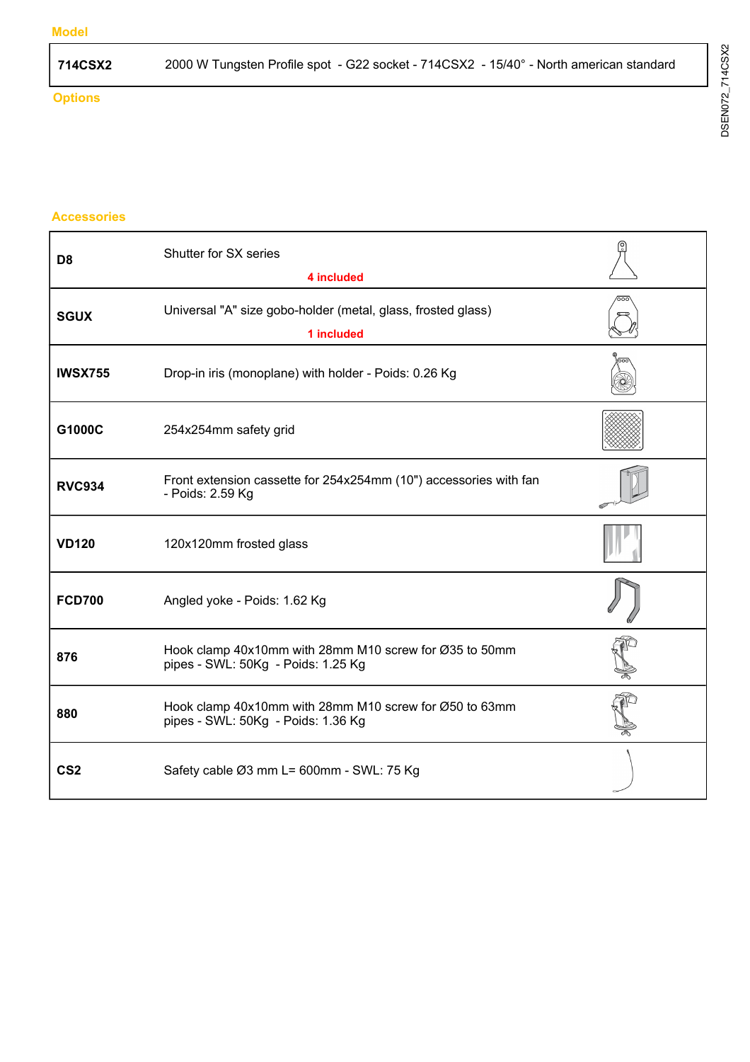## Model

| | |
|---|---|
| **714CSX2** | 2000 W Tungsten Profile spot - G22 socket - 714CSX2 - 15/40° - North american standard |

## Options

## Accessories

| | |
|---|---|
| **D8** | Shutter for SX series<br>4 included |
| **SGUX** | Universal "A" size gobo-holder (metal, glass, frosted glass)<br>1 included |
| **IWSX755** | Drop-in iris (monoplane) with holder - Poids: 0.26 Kg |
| **G1000C** | 254x254mm safety grid |
| **RVC934** | Front extension cassette for 254x254mm (10") accessories with fan - Poids: 2.59 Kg |
| **VD120** | 120x120mm frosted glass |
| **FCD700** | Angled yoke - Poids: 1.62 Kg |
| **876** | Hook clamp 40x10mm with 28mm M10 screw for Ø35 to 50mm pipes - SWL: 50Kg - Poids: 1.25 Kg |
| **880** | Hook clamp 40x10mm with 28mm M10 screw for Ø50 to 63mm pipes - SWL: 50Kg - Poids: 1.36 Kg |
| **CS2** | Safety cable Ø3 mm L= 600mm - SWL: 75 Kg |